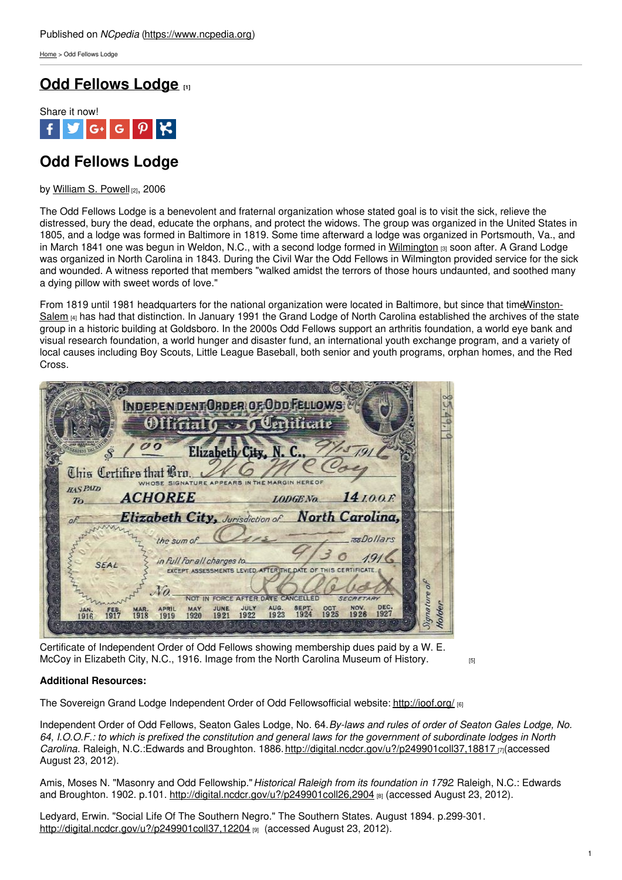Published on *NCpedia* (https://www.ncpedia.org)

Home > Odd Fellows Lodge

# Odd Fellows Lodge [1]

Share it now!

## Odd Fellows Lodge

by William S. Powell [2], 2006

The Odd Fellows Lodge is a benevolent and fraternal organization whose stated goal is to visit the sick, relieve the distressed, bury the dead, educate the orphans, and protect the widows. The group was organized in the United States in 1805, and a lodge was formed in Baltimore in 1819. Some time afterward a lodge was organized in Portsmouth, Va., and in March 1841 one was begun in Weldon, N.C., with a second lodge formed in Wilmington [3] soon after. A Grand Lodge was organized in North Carolina in 1843. During the Civil War the Odd Fellows in Wilmington provided service for the sick and wounded. A witness reported that members "walked amidst the terrors of those hours undaunted, and soothed many a dying pillow with sweet words of love."

From 1819 until 1981 headquarters for the national organization were located in Baltimore, but since that time Winston-Salem [4] has had that distinction. In January 1991 the Grand Lodge of North Carolina established the archives of the state group in a historic building at Goldsboro. In the 2000s Odd Fellows support an arthritis foundation, a world eye bank and visual research foundation, a world hunger and disaster fund, an international youth exchange program, and a variety of local causes including Boy Scouts, Little League Baseball, both senior and youth programs, orphan homes, and the Red Cross.

Certificate of Independent Order of Odd Fellows showing membership dues paid by a W. E. McCoy in Elizabeth City, N.C., 1916. Image from the North Carolina Museum of History. [5]

**Additional Resources:**

The Sovereign Grand Lodge Independent Order of Odd Fellowsofficial website: http://ioof.org/ [6]

Independent Order of Odd Fellows, Seaton Gales Lodge, No. 64. *By-laws and rules of order of Seaton Gales Lodge, No. 64, I.O.O.F.: to which is prefixed the constitution and general laws for the government of subordinate lodges in North Carolina*. Raleigh, N.C.:Edwards and Broughton. 1886. http://digital.ncdcr.gov/u?/p249901coll37,18817 [7](accessed August 23, 2012).

Amis, Moses N. "Masonry and Odd Fellowship." *Historical Raleigh from its foundation in 1792* Raleigh, N.C.: Edwards and Broughton. 1902. p.101. http://digital.ncdcr.gov/u?/p249901coll26,2904 [8] (accessed August 23, 2012).

Ledyard, Erwin. "Social Life Of The Southern Negro." The Southern States. August 1894. p.299-301. http://digital.ncdcr.gov/u?/p249901coll37,12204 [9] (accessed August 23, 2012).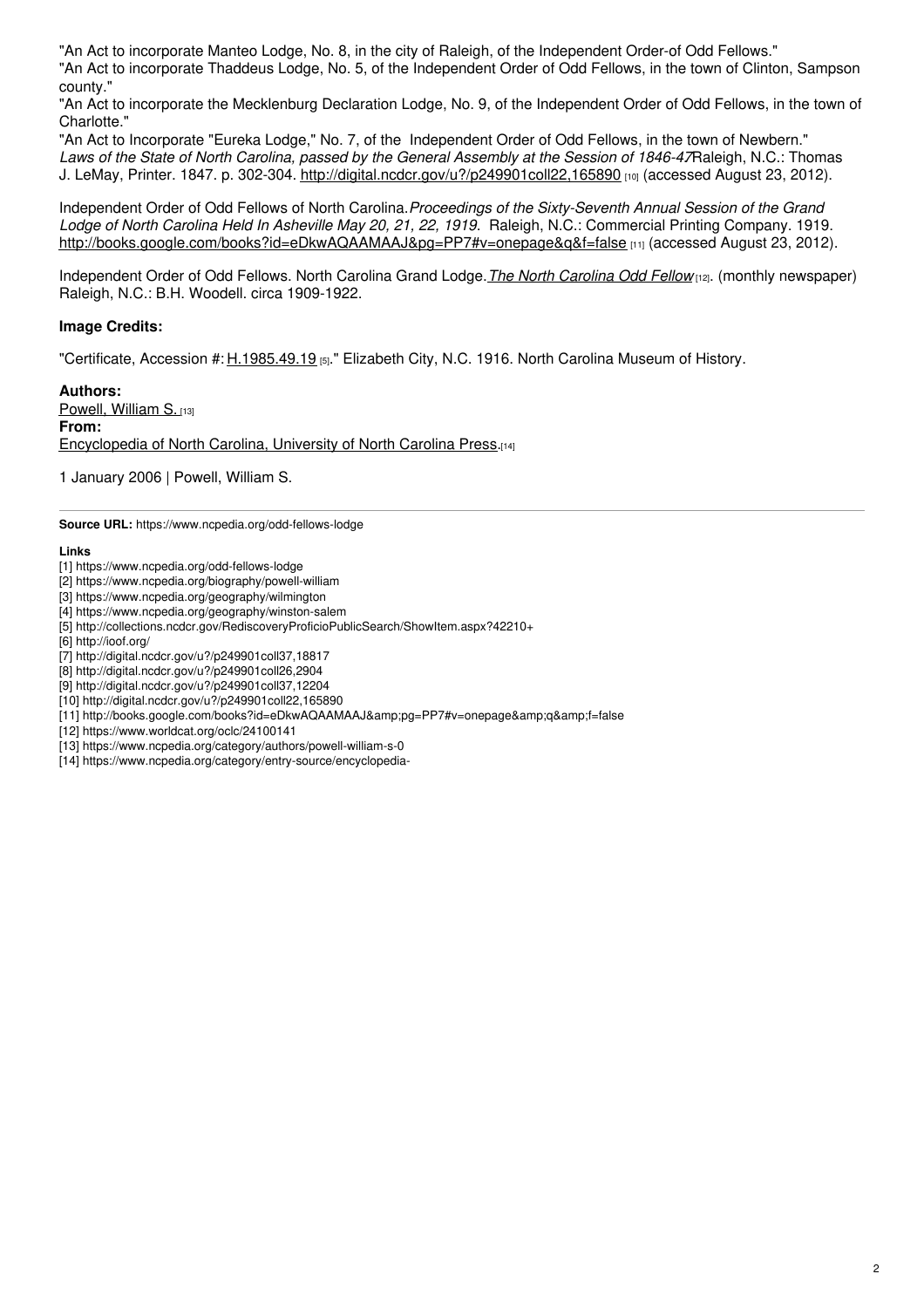"An Act to incorporate Manteo Lodge, No. 8, in the city of Raleigh, of the Independent Order-of Odd Fellows."
"An Act to incorporate Thaddeus Lodge, No. 5, of the Independent Order of Odd Fellows, in the town of Clinton, Sampson county."
"An Act to incorporate the Mecklenburg Declaration Lodge, No. 9, of the Independent Order of Odd Fellows, in the town of Charlotte."
"An Act to Incorporate "Eureka Lodge," No. 7, of the Independent Order of Odd Fellows, in the town of Newbern." *Laws of the State of North Carolina, passed by the General Assembly at the Session of 1846-47* Raleigh, N.C.: Thomas J. LeMay, Printer. 1847. p. 302-304. http://digital.ncdcr.gov/u?/p249901coll22,165890 [10] (accessed August 23, 2012).

Independent Order of Odd Fellows of North Carolina. *Proceedings of the Sixty-Seventh Annual Session of the Grand Lodge of North Carolina Held In Asheville May 20, 21, 22, 1919*. Raleigh, N.C.: Commercial Printing Company. 1919. http://books.google.com/books?id=eDkwAQAAMAAJ&pg=PP7#v=onepage&q&f=false [11] (accessed August 23, 2012).

Independent Order of Odd Fellows. North Carolina Grand Lodge. *The North Carolina Odd Fellow* [12]. (monthly newspaper) Raleigh, N.C.: B.H. Woodell. circa 1909-1922.

### Image Credits:

"Certificate, Accession #: H.1985.49.19 [5]." Elizabeth City, N.C. 1916. North Carolina Museum of History.

**Authors:**
Powell, William S. [13]
**From:**
Encyclopedia of North Carolina, University of North Carolina Press. [14]

1 January 2006 | Powell, William S.

---

**Source URL:** https://www.ncpedia.org/odd-fellows-lodge

**Links**

[1] https://www.ncpedia.org/odd-fellows-lodge
[2] https://www.ncpedia.org/biography/powell-william
[3] https://www.ncpedia.org/geography/wilmington
[4] https://www.ncpedia.org/geography/winston-salem
[5] http://collections.ncdcr.gov/RediscoveryProficioPublicSearch/ShowItem.aspx?42210+
[6] http://ioof.org/
[7] http://digital.ncdcr.gov/u?/p249901coll37,18817
[8] http://digital.ncdcr.gov/u?/p249901coll26,2904
[9] http://digital.ncdcr.gov/u?/p249901coll37,12204
[10] http://digital.ncdcr.gov/u?/p249901coll22,165890
[11] http://books.google.com/books?id=eDkwAQAAMAAJ&amp;pg=PP7#v=onepage&amp;q&amp;f=false
[12] https://www.worldcat.org/oclc/24100141
[13] https://www.ncpedia.org/category/authors/powell-william-s-0
[14] https://www.ncpedia.org/category/entry-source/encyclopedia-